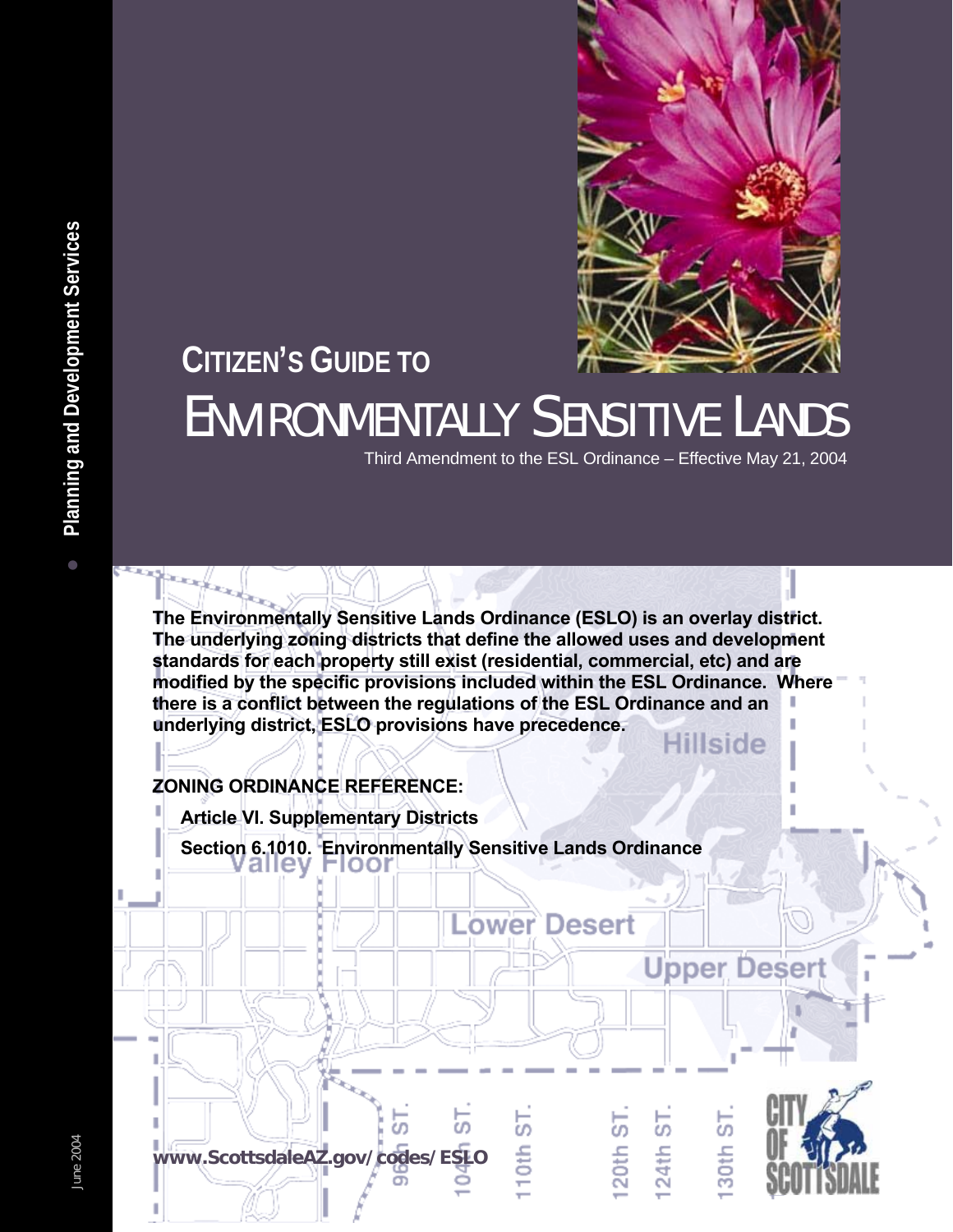Planning and Development Services

# CITIZEN'S GUIDE TO ENVIRONMENTALLY SENSITIVE LANDS

Third Amendment to the ESL Ordinance – Effective May 21, 2004

**The Environmentally Sensitive Lands Ordinance (ESLO) is an overlay district. The underlying zoning districts that define the allowed uses and development standards for each property still exist (residential, commercial, etc) and are modified by the specific provisions included within the ESL Ordinance. Where there is a conflict between the regulations of the ESL Ordinance and an underlying district, ESLO provisions have precedence.**

Hillside

Valley Floor

Lower Desert

Upper Desert

96th ST. 104th ST. 110th ST. 120th ST. 124th ST. 130th ST.

**ZONING ORDINANCE REFERENCE:**

**Article VI. Supplementary Districts**

**Section 6.1010. Environmentally Sensitive Lands Ordinance**

**www.ScottsdaleAZ.gov/codes/ESLO**

CITY OF SCOTTSDALE

June 2004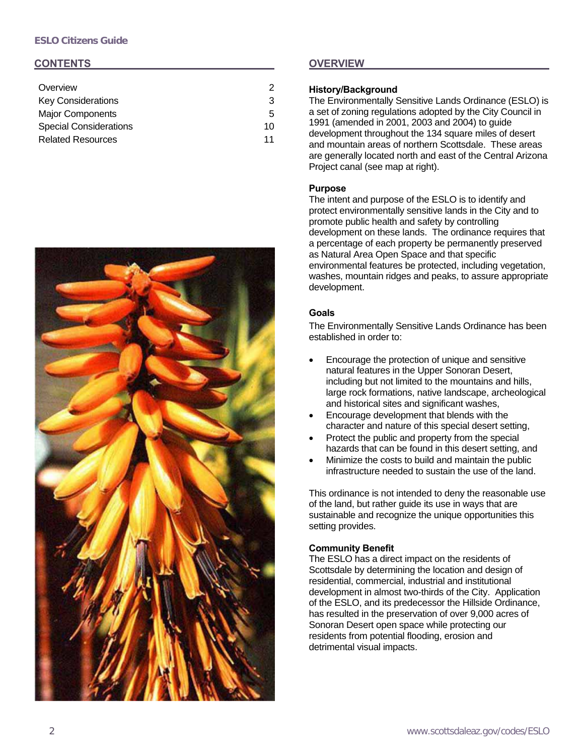## CONTENTS

| | |
|---|---|
| Overview | 2 |
| Key Considerations | 3 |
| Major Components | 5 |
| Special Considerations | 10 |
| Related Resources | 11 |

## OVERVIEW

### History/Background

The Environmentally Sensitive Lands Ordinance (ESLO) is a set of zoning regulations adopted by the City Council in 1991 (amended in 2001, 2003 and 2004) to guide development throughout the 134 square miles of desert and mountain areas of northern Scottsdale. These areas are generally located north and east of the Central Arizona Project canal (see map at right).

### Purpose

The intent and purpose of the ESLO is to identify and protect environmentally sensitive lands in the City and to promote public health and safety by controlling development on these lands. The ordinance requires that a percentage of each property be permanently preserved as Natural Area Open Space and that specific environmental features be protected, including vegetation, washes, mountain ridges and peaks, to assure appropriate development.

### Goals

The Environmentally Sensitive Lands Ordinance has been established in order to:

- Encourage the protection of unique and sensitive natural features in the Upper Sonoran Desert, including but not limited to the mountains and hills, large rock formations, native landscape, archeological and historical sites and significant washes,
- Encourage development that blends with the character and nature of this special desert setting,
- Protect the public and property from the special hazards that can be found in this desert setting, and
- Minimize the costs to build and maintain the public infrastructure needed to sustain the use of the land.

This ordinance is not intended to deny the reasonable use of the land, but rather guide its use in ways that are sustainable and recognize the unique opportunities this setting provides.

### Community Benefit

The ESLO has a direct impact on the residents of Scottsdale by determining the location and design of residential, commercial, industrial and institutional development in almost two-thirds of the City. Application of the ESLO, and its predecessor the Hillside Ordinance, has resulted in the preservation of over 9,000 acres of Sonoran Desert open space while protecting our residents from potential flooding, erosion and detrimental visual impacts.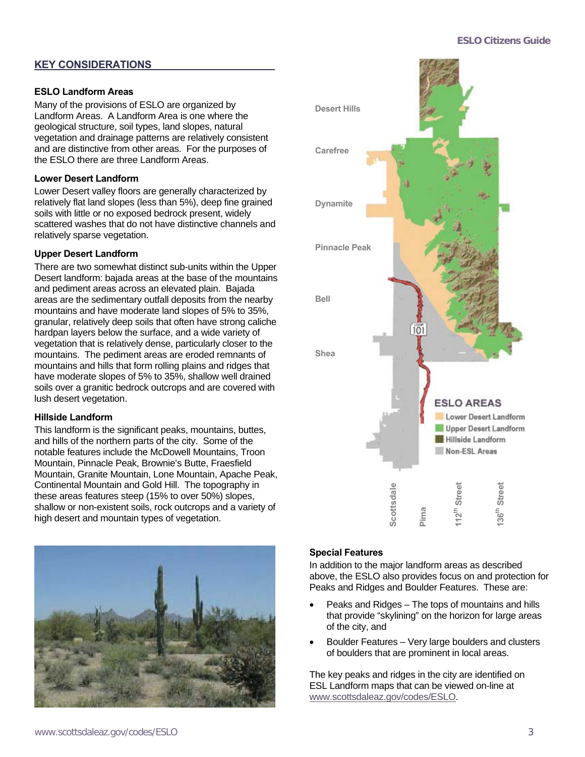## KEY CONSIDERATIONS

### ESLO Landform Areas

Many of the provisions of ESLO are organized by Landform Areas. A Landform Area is one where the geological structure, soil types, land slopes, natural vegetation and drainage patterns are relatively consistent and are distinctive from other areas. For the purposes of the ESLO there are three Landform Areas.

#### Lower Desert Landform

Lower Desert valley floors are generally characterized by relatively flat land slopes (less than 5%), deep fine grained soils with little or no exposed bedrock present, widely scattered washes that do not have distinctive channels and relatively sparse vegetation.

#### Upper Desert Landform

There are two somewhat distinct sub-units within the Upper Desert landform: bajada areas at the base of the mountains and pediment areas across an elevated plain. Bajada areas are the sedimentary outfall deposits from the nearby mountains and have moderate land slopes of 5% to 35%, granular, relatively deep soils that often have strong caliche hardpan layers below the surface, and a wide variety of vegetation that is relatively dense, particularly closer to the mountains. The pediment areas are eroded remnants of mountains and hills that form rolling plains and ridges that have moderate slopes of 5% to 35%, shallow well drained soils over a granitic bedrock outcrops and are covered with lush desert vegetation.

#### Hillside Landform

This landform is the significant peaks, mountains, buttes, and hills of the northern parts of the city. Some of the notable features include the McDowell Mountains, Troon Mountain, Pinnacle Peak, Brownie's Butte, Fraesfield Mountain, Granite Mountain, Lone Mountain, Apache Peak, Continental Mountain and Gold Hill. The topography in these areas features steep (15% to over 50%) slopes, shallow or non-existent soils, rock outcrops and a variety of high desert and mountain types of vegetation.

Desert Hills
Carefree
Dynamite
Pinnacle Peak
Bell
Shea
101
ESLO AREAS
Lower Desert Landform
Upper Desert Landform
Hillside Landform
Non-ESL Areas
Scottsdale
Pima
112th Street
136th Street

### Special Features

In addition to the major landform areas as described above, the ESLO also provides focus on and protection for Peaks and Ridges and Boulder Features. These are:

- Peaks and Ridges – The tops of mountains and hills that provide "skylining" on the horizon for large areas of the city, and
- Boulder Features – Very large boulders and clusters of boulders that are prominent in local areas.

The key peaks and ridges in the city are identified on ESL Landform maps that can be viewed on-line at www.scottsdaleaz.gov/codes/ESLO.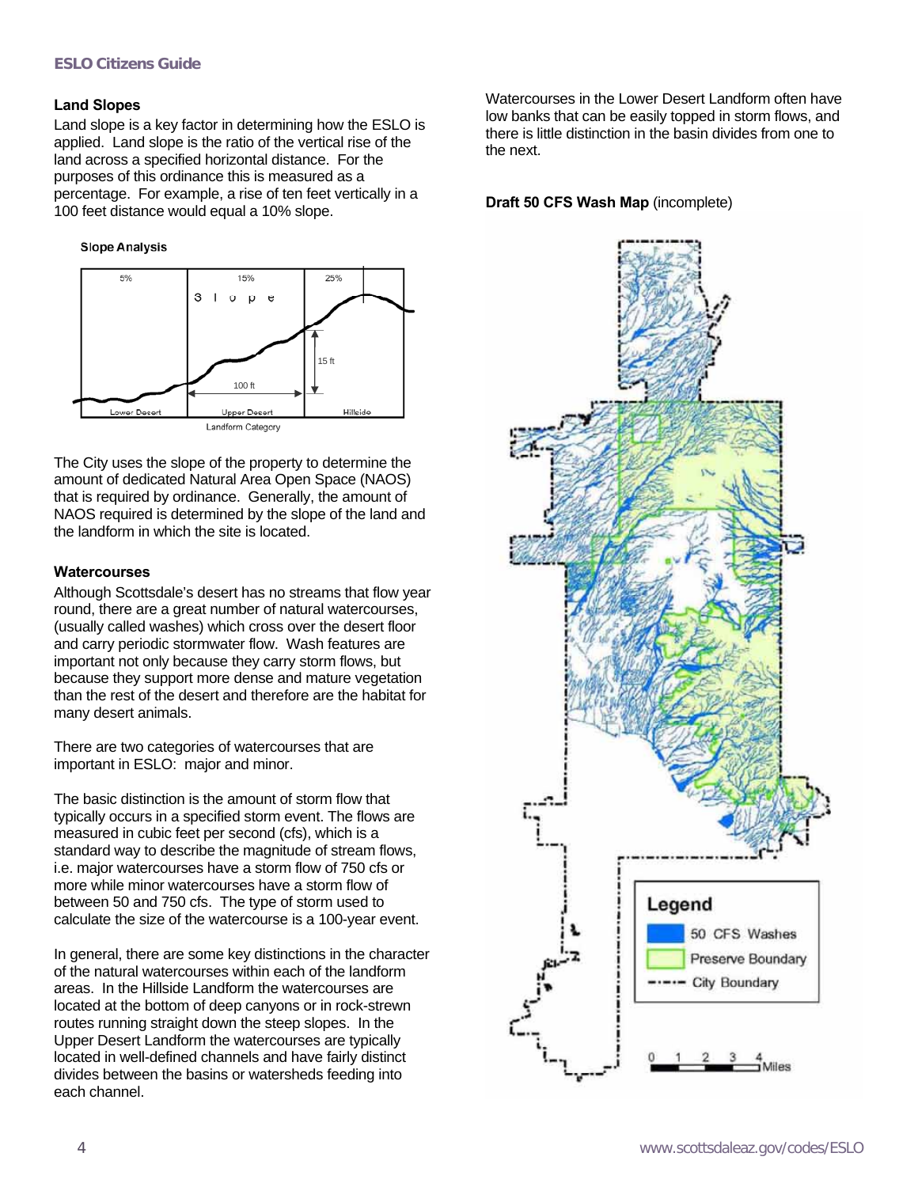## Land Slopes

Land slope is a key factor in determining how the ESLO is applied. Land slope is the ratio of the vertical rise of the land across a specified horizontal distance. For the purposes of this ordinance this is measured as a percentage. For example, a rise of ten feet vertically in a 100 feet distance would equal a 10% slope.

Slope Analysis

5%
15%
25%
Slope
15 ft
100 ft
Lower Desert
Upper Desert
Hillside
Landform Category

The City uses the slope of the property to determine the amount of dedicated Natural Area Open Space (NAOS) that is required by ordinance. Generally, the amount of NAOS required is determined by the slope of the land and the landform in which the site is located.

## Watercourses

Although Scottsdale's desert has no streams that flow year round, there are a great number of natural watercourses, (usually called washes) which cross over the desert floor and carry periodic stormwater flow. Wash features are important not only because they carry storm flows, but because they support more dense and mature vegetation than the rest of the desert and therefore are the habitat for many desert animals.

There are two categories of watercourses that are important in ESLO: major and minor.

The basic distinction is the amount of storm flow that typically occurs in a specified storm event. The flows are measured in cubic feet per second (cfs), which is a standard way to describe the magnitude of stream flows, i.e. major watercourses have a storm flow of 750 cfs or more while minor watercourses have a storm flow of between 50 and 750 cfs. The type of storm used to calculate the size of the watercourse is a 100-year event.

In general, there are some key distinctions in the character of the natural watercourses within each of the landform areas. In the Hillside Landform the watercourses are located at the bottom of deep canyons or in rock-strewn routes running straight down the steep slopes. In the Upper Desert Landform the watercourses are typically located in well-defined channels and have fairly distinct divides between the basins or watersheds feeding into each channel.

Watercourses in the Lower Desert Landform often have low banks that can be easily topped in storm flows, and there is little distinction in the basin divides from one to the next.

**Draft 50 CFS Wash Map** (incomplete)

Legend
50 CFS Washes
Preserve Boundary
City Boundary

0 1 2 3 4 Miles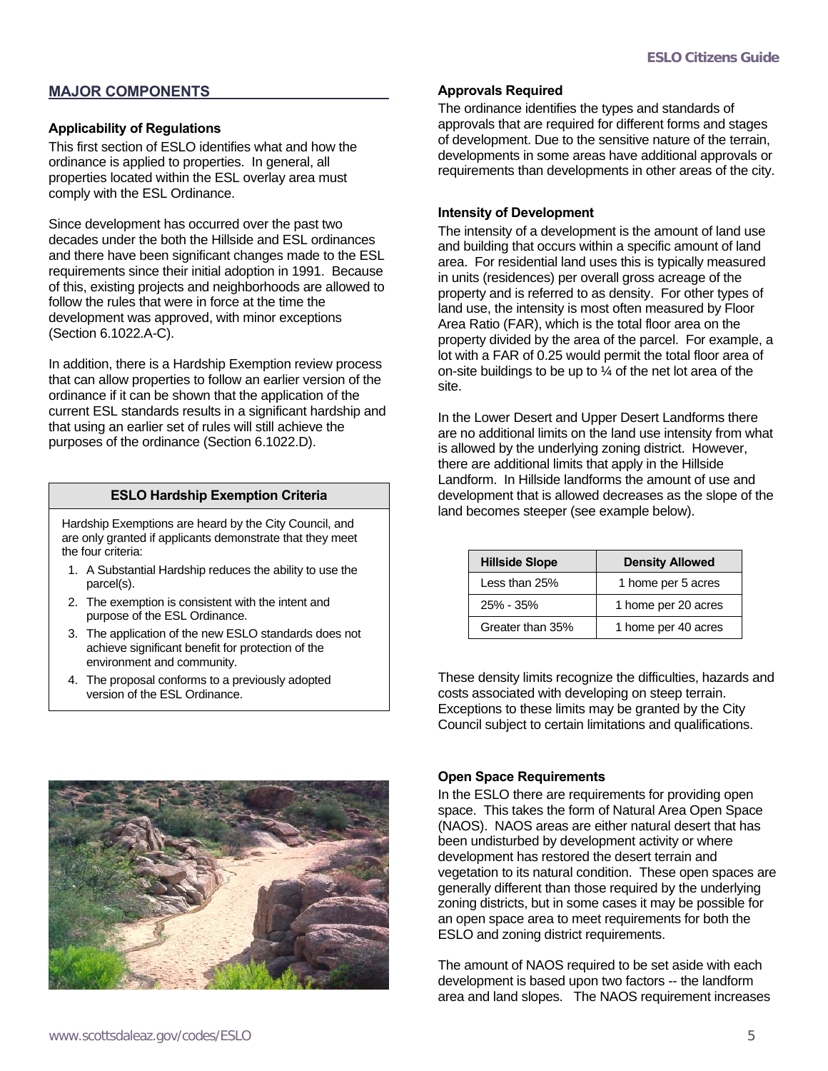## MAJOR COMPONENTS

### Applicability of Regulations

This first section of ESLO identifies what and how the ordinance is applied to properties. In general, all properties located within the ESL overlay area must comply with the ESL Ordinance.

Since development has occurred over the past two decades under the both the Hillside and ESL ordinances and there have been significant changes made to the ESL requirements since their initial adoption in 1991. Because of this, existing projects and neighborhoods are allowed to follow the rules that were in force at the time the development was approved, with minor exceptions (Section 6.1022.A-C).

In addition, there is a Hardship Exemption review process that can allow properties to follow an earlier version of the ordinance if it can be shown that the application of the current ESL standards results in a significant hardship and that using an earlier set of rules will still achieve the purposes of the ordinance (Section 6.1022.D).

**ESLO Hardship Exemption Criteria**

Hardship Exemptions are heard by the City Council, and are only granted if applicants demonstrate that they meet the four criteria:

1. A Substantial Hardship reduces the ability to use the parcel(s).
2. The exemption is consistent with the intent and purpose of the ESL Ordinance.
3. The application of the new ESLO standards does not achieve significant benefit for protection of the environment and community.
4. The proposal conforms to a previously adopted version of the ESL Ordinance.

### Approvals Required

The ordinance identifies the types and standards of approvals that are required for different forms and stages of development. Due to the sensitive nature of the terrain, developments in some areas have additional approvals or requirements than developments in other areas of the city.

### Intensity of Development

The intensity of a development is the amount of land use and building that occurs within a specific amount of land area. For residential land uses this is typically measured in units (residences) per overall gross acreage of the property and is referred to as density. For other types of land use, the intensity is most often measured by Floor Area Ratio (FAR), which is the total floor area on the property divided by the area of the parcel. For example, a lot with a FAR of 0.25 would permit the total floor area of on-site buildings to be up to ¼ of the net lot area of the site.

In the Lower Desert and Upper Desert Landforms there are no additional limits on the land use intensity from what is allowed by the underlying zoning district. However, there are additional limits that apply in the Hillside Landform. In Hillside landforms the amount of use and development that is allowed decreases as the slope of the land becomes steeper (see example below).

| Hillside Slope | Density Allowed |
|---|---|
| Less than 25% | 1 home per 5 acres |
| 25% - 35% | 1 home per 20 acres |
| Greater than 35% | 1 home per 40 acres |

These density limits recognize the difficulties, hazards and costs associated with developing on steep terrain. Exceptions to these limits may be granted by the City Council subject to certain limitations and qualifications.

### Open Space Requirements

In the ESLO there are requirements for providing open space. This takes the form of Natural Area Open Space (NAOS). NAOS areas are either natural desert that has been undisturbed by development activity or where development has restored the desert terrain and vegetation to its natural condition. These open spaces are generally different than those required by the underlying zoning districts, but in some cases it may be possible for an open space area to meet requirements for both the ESLO and zoning district requirements.

The amount of NAOS required to be set aside with each development is based upon two factors -- the landform area and land slopes. The NAOS requirement increases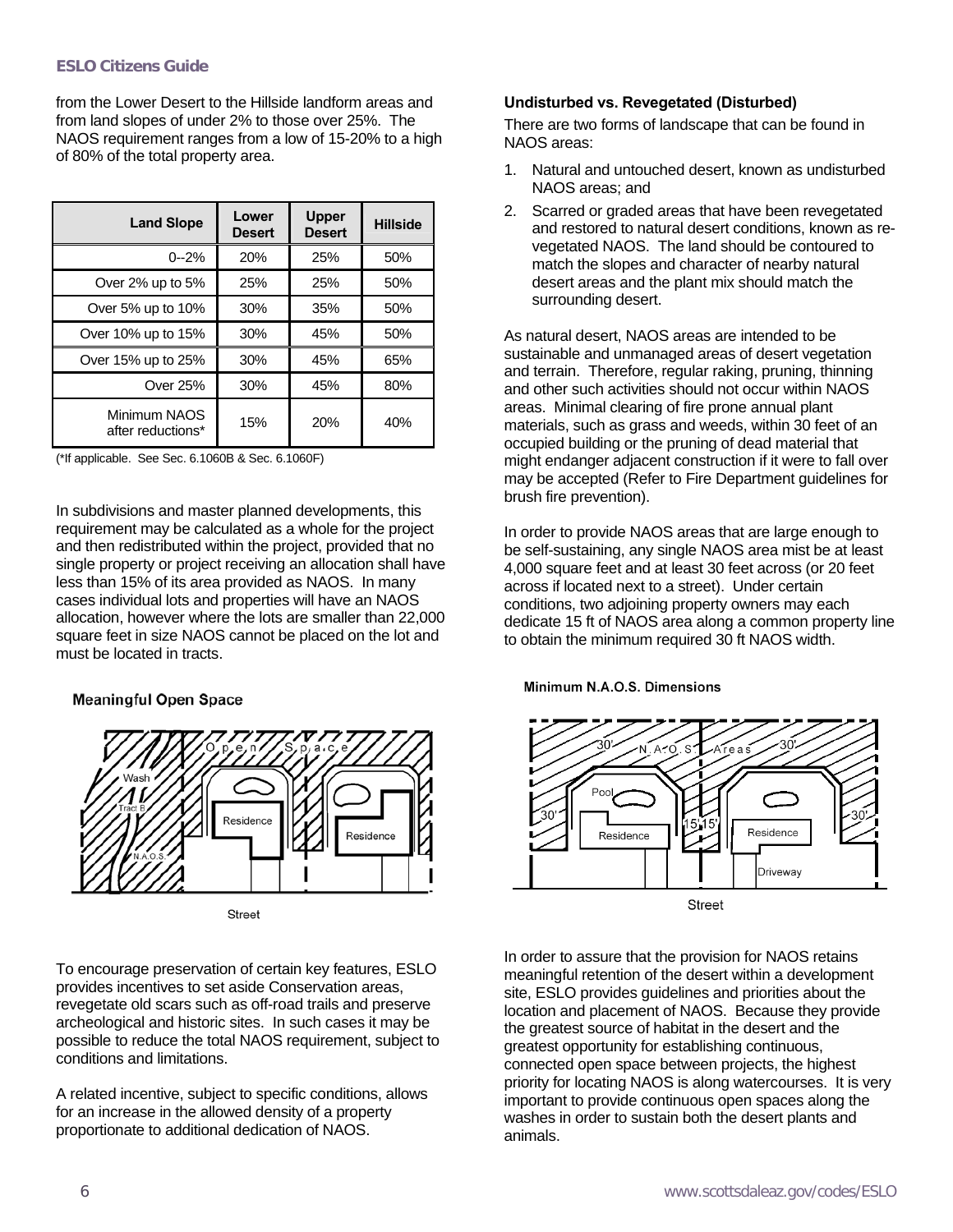from the Lower Desert to the Hillside landform areas and from land slopes of under 2% to those over 25%. The NAOS requirement ranges from a low of 15-20% to a high of 80% of the total property area.

| Land Slope | Lower Desert | Upper Desert | Hillside |
|---|---|---|---|
| 0--2% | 20% | 25% | 50% |
| Over 2% up to 5% | 25% | 25% | 50% |
| Over 5% up to 10% | 30% | 35% | 50% |
| Over 10% up to 15% | 30% | 45% | 50% |
| Over 15% up to 25% | 30% | 45% | 65% |
| Over 25% | 30% | 45% | 80% |
| Minimum NAOS after reductions* | 15% | 20% | 40% |

(*If applicable. See Sec. 6.1060B & Sec. 6.1060F)

In subdivisions and master planned developments, this requirement may be calculated as a whole for the project and then redistributed within the project, provided that no single property or project receiving an allocation shall have less than 15% of its area provided as NAOS. In many cases individual lots and properties will have an NAOS allocation, however where the lots are smaller than 22,000 square feet in size NAOS cannot be placed on the lot and must be located in tracts.

**Meaningful Open Space**

Open Space
Wash
Tract B
N.A.O.S.
Residence
Residence
Street

To encourage preservation of certain key features, ESLO provides incentives to set aside Conservation areas, revegetate old scars such as off-road trails and preserve archeological and historic sites. In such cases it may be possible to reduce the total NAOS requirement, subject to conditions and limitations.

A related incentive, subject to specific conditions, allows for an increase in the allowed density of a property proportionate to additional dedication of NAOS.

### Undisturbed vs. Revegetated (Disturbed)

There are two forms of landscape that can be found in NAOS areas:

1. Natural and untouched desert, known as undisturbed NAOS areas; and
2. Scarred or graded areas that have been revegetated and restored to natural desert conditions, known as re-vegetated NAOS. The land should be contoured to match the slopes and character of nearby natural desert areas and the plant mix should match the surrounding desert.

As natural desert, NAOS areas are intended to be sustainable and unmanaged areas of desert vegetation and terrain. Therefore, regular raking, pruning, thinning and other such activities should not occur within NAOS areas. Minimal clearing of fire prone annual plant materials, such as grass and weeds, within 30 feet of an occupied building or the pruning of dead material that might endanger adjacent construction if it were to fall over may be accepted (Refer to Fire Department guidelines for brush fire prevention).

In order to provide NAOS areas that are large enough to be self-sustaining, any single NAOS area mist be at least 4,000 square feet and at least 30 feet across (or 20 feet across if located next to a street). Under certain conditions, two adjoining property owners may each dedicate 15 ft of NAOS area a common property line to obtain the minimum required 30 ft NAOS width.

**Minimum N.A.O.S. Dimensions**

30'
N.A.O.S. Areas
30'
Pool
30'
15' 15'
30'
Residence
Residence
Driveway
Street

In order to assure that the provision for NAOS retains meaningful retention of the desert within a development site, ESLO provides guidelines and priorities about the location and placement of NAOS. Because they provide the greatest source of habitat in the desert and the greatest opportunity for establishing continuous, connected open space between projects, the highest priority for locating NAOS is along watercourses. It is very important to provide continuous open spaces along the washes in order to sustain both the desert plants and animals.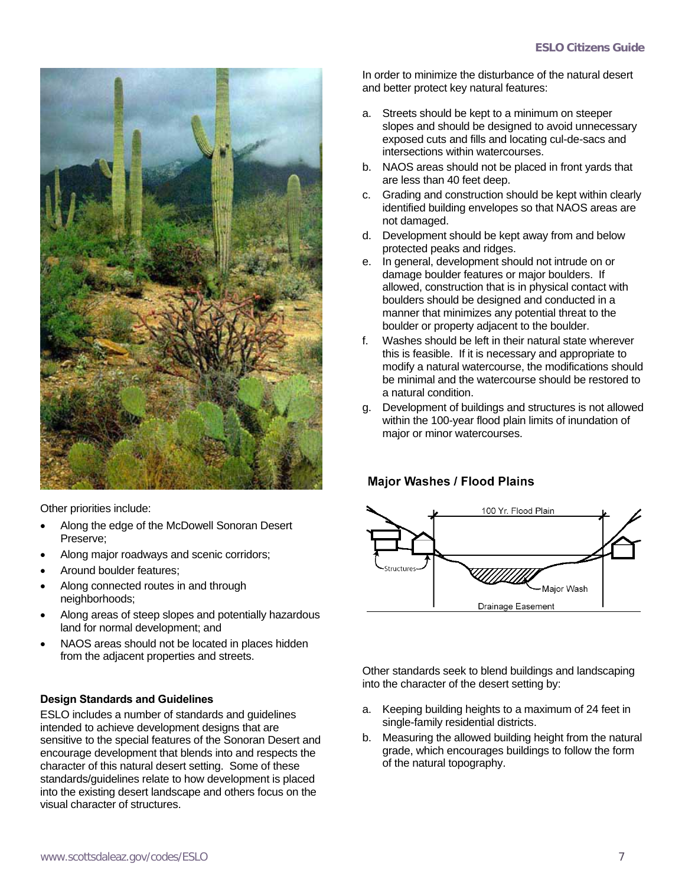Other priorities include:

- Along the edge of the McDowell Sonoran Desert Preserve;
- Along major roadways and scenic corridors;
- Around boulder features;
- Along connected routes in and through neighborhoods;
- Along areas of steep slopes and potentially hazardous land for normal development; and
- NAOS areas should not be located in places hidden from the adjacent properties and streets.

### Design Standards and Guidelines

ESLO includes a number of standards and guidelines intended to achieve development designs that are sensitive to the special features of the Sonoran Desert and encourage development that blends into and respects the character of this natural desert setting. Some of these standards/guidelines relate to how development is placed into the existing desert landscape and others focus on the visual character of structures.

In order to minimize the disturbance of the natural desert and better protect key natural features:

a. Streets should be kept to a minimum on steeper slopes and should be designed to avoid unnecessary exposed cuts and fills and locating cul-de-sacs and intersections within watercourses.
b. NAOS areas should not be placed in front yards that are less than 40 feet deep.
c. Grading and construction should be kept within clearly identified building envelopes so that NAOS areas are not damaged.
d. Development should be kept away from and below protected peaks and ridges.
e. In general, development should not intrude on or damage boulder features or major boulders. If allowed, construction that is in physical contact with boulders should be designed and conducted in a manner that minimizes any potential threat to the boulder or property adjacent to the boulder.
f. Washes should be left in their natural state wherever this is feasible. If it is necessary and appropriate to modify a natural watercourse, the modifications should be minimal and the watercourse should be restored to a natural condition.
g. Development of buildings and structures is not allowed within the 100-year flood plain limits of inundation of major or minor watercourses.

### Major Washes / Flood Plains

100 Yr. Flood Plain

Structures

Major Wash

Drainage Easement

Other standards seek to blend buildings and landscaping into the character of the desert setting by:

a. Keeping building heights to a maximum of 24 feet in single-family residential districts.
b. Measuring the allowed building height from the natural grade, which encourages buildings to follow the form of the natural topography.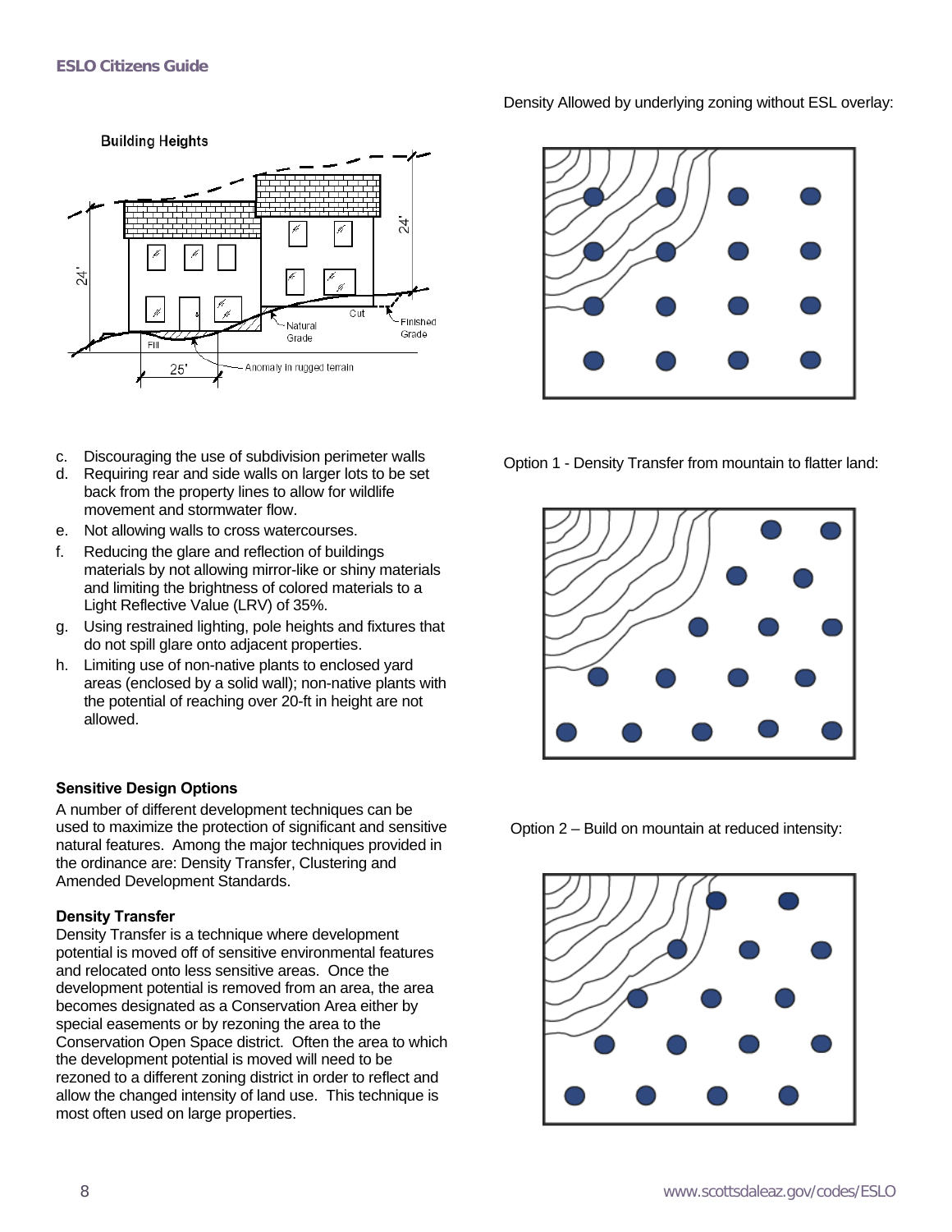**Building Heights**

24'

24'

Cut

Finished Grade

Natural Grade

Fill

25'

Anomaly in rugged terrain

c. Discouraging the use of subdivision perimeter walls
d. Requiring rear and side walls on larger lots to be set back from the property lines to allow for wildlife movement and stormwater flow.
e. Not allowing walls to cross watercourses.
f. Reducing the glare and reflection of buildings materials by not allowing mirror-like or shiny materials and limiting the brightness of colored materials to a Light Reflective Value (LRV) of 35%.
g. Using restrained lighting, pole heights and fixtures that do not spill glare onto adjacent properties.
h. Limiting use of non-native plants to enclosed yard areas (enclosed by a solid wall); non-native plants with the potential of reaching over 20-ft in height are not allowed.

#### Sensitive Design Options

A number of different development techniques can be used to maximize the protection of significant and sensitive natural features. Among the major techniques provided in the ordinance are: Density Transfer, Clustering and Amended Development Standards.

#### Density Transfer

Density Transfer is a technique where development potential is moved off of sensitive environmental features and relocated onto less sensitive areas. Once the development potential is removed from an area, the area becomes designated as a Conservation Area either by special easements or by rezoning the area to the Conservation Open Space district. Often the area to which the development potential is moved will need to be rezoned to a different zoning district in order to reflect and allow the changed intensity of land use. This technique is most often used on large properties.

Density Allowed by underlying zoning without ESL overlay:

Option 1 - Density Transfer from mountain to flatter land:

Option 2 – Build on mountain at reduced intensity: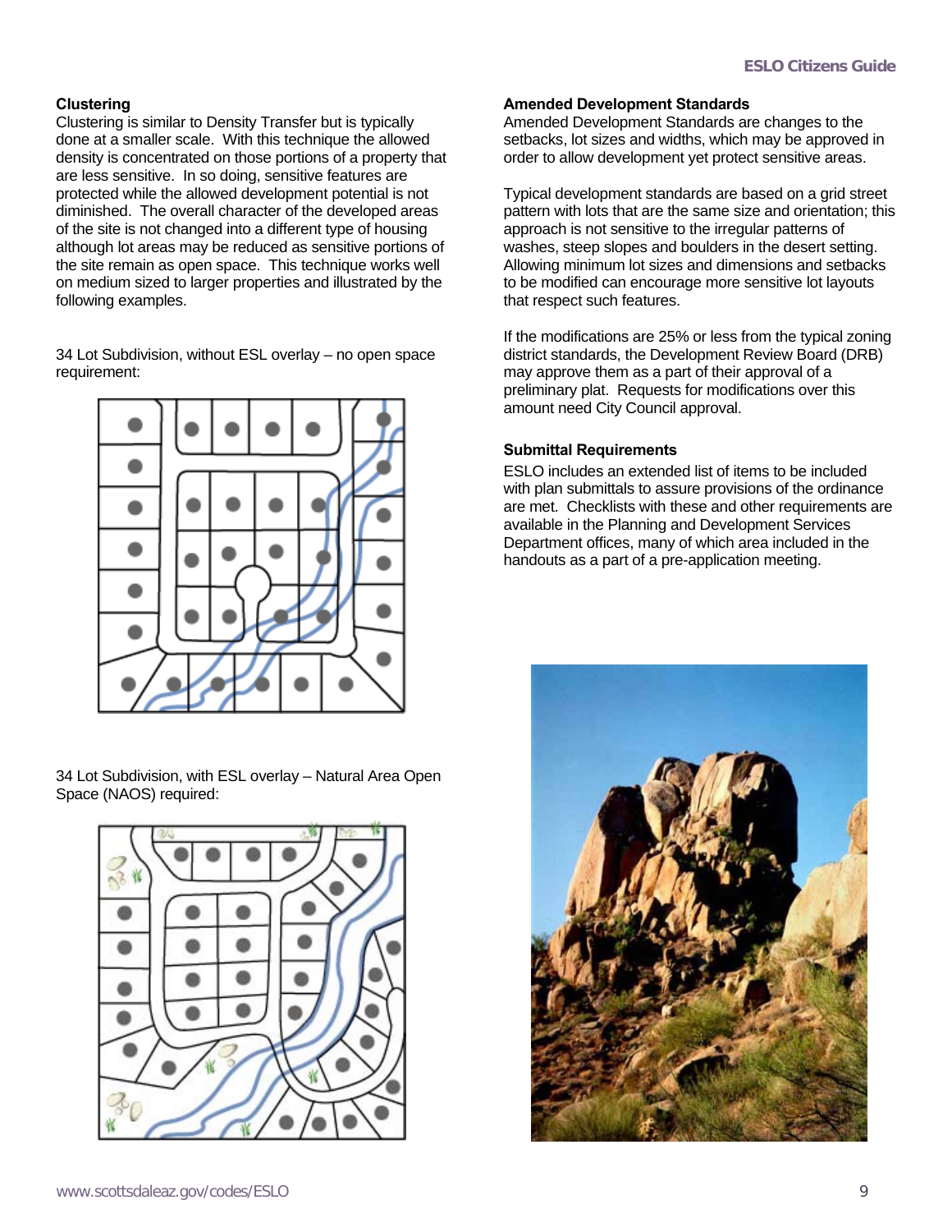### Clustering

Clustering is similar to Density Transfer but is typically done at a smaller scale. With this technique the allowed density is concentrated on those portions of a property that are less sensitive. In so doing, sensitive features are protected while the allowed development potential is not diminished. The overall character of the developed areas of the site is not changed into a different type of housing although lot areas may be reduced as sensitive portions of the site remain as open space. This technique works well on medium sized to larger properties and illustrated by the following examples.

34 Lot Subdivision, without ESL overlay – no open space requirement:

34 Lot Subdivision, with ESL overlay – Natural Area Open Space (NAOS) required:

### Amended Development Standards

Amended Development Standards are changes to the setbacks, lot sizes and widths, which may be approved in order to allow development yet protect sensitive areas.

Typical development standards are based on a grid street pattern with lots that are the same size and orientation; this approach is not sensitive to the irregular patterns of washes, steep slopes and boulders in the desert setting. Allowing minimum lot sizes and dimensions and setbacks to be modified can encourage more sensitive lot layouts that respect such features.

If the modifications are 25% or less from the typical zoning district standards, the Development Review Board (DRB) may approve them as a part of their approval of a preliminary plat. Requests for modifications over this amount need City Council approval.

### Submittal Requirements

ESLO includes an extended list of items to be included with plan submittals to assure provisions of the ordinance are met. Checklists with these and other requirements are available in the Planning and Development Services Department offices, many of which area included in the handouts as a part of a pre-application meeting.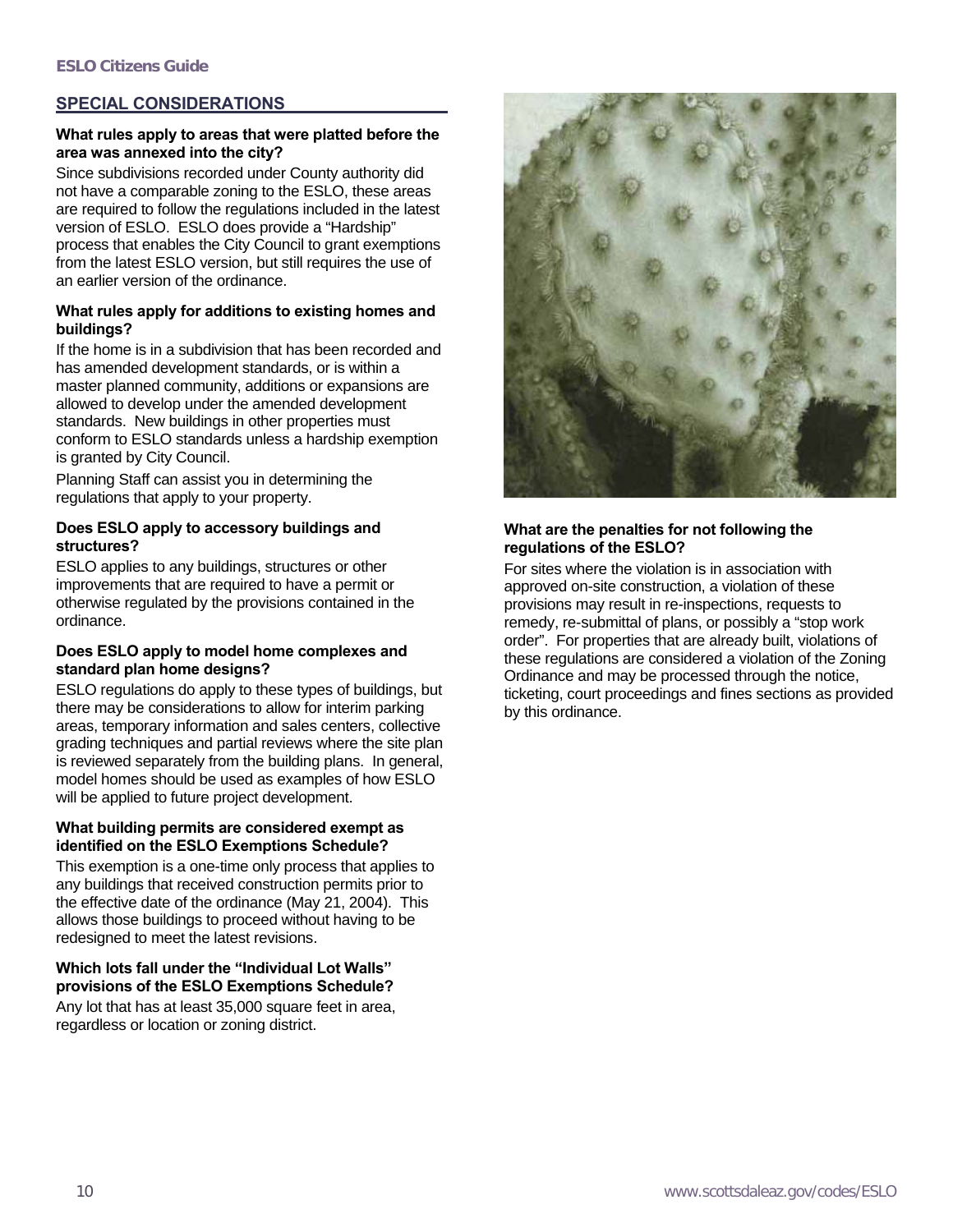## SPECIAL CONSIDERATIONS

**What rules apply to areas that were platted before the area was annexed into the city?**

Since subdivisions recorded under County authority did not have a comparable zoning to the ESLO, these areas are required to follow the regulations included in the latest version of ESLO. ESLO does provide a "Hardship" process that enables the City Council to grant exemptions from the latest ESLO version, but still requires the use of an earlier version of the ordinance.

**What rules apply for additions to existing homes and buildings?**

If the home is in a subdivision that has been recorded and has amended development standards, or is within a master planned community, additions or expansions are allowed to develop under the amended development standards. New buildings in other properties must conform to ESLO standards unless a hardship exemption is granted by City Council.

Planning Staff can assist you in determining the regulations that apply to your property.

**Does ESLO apply to accessory buildings and structures?**

ESLO applies to any buildings, structures or other improvements that are required to have a permit or otherwise regulated by the provisions contained in the ordinance.

**Does ESLO apply to model home complexes and standard plan home designs?**

ESLO regulations do apply to these types of buildings, but there may be considerations to allow for interim parking areas, temporary information and sales centers, collective grading techniques and partial reviews where the site plan is reviewed separately from the building plans. In general, model homes should be used as examples of how ESLO will be applied to future project development.

**What building permits are considered exempt as identified on the ESLO Exemptions Schedule?**

This exemption is a one-time only process that applies to any buildings that received construction permits prior to the effective date of the ordinance (May 21, 2004). This allows those buildings to proceed without having to be redesigned to meet the latest revisions.

**Which lots fall under the "Individual Lot Walls" provisions of the ESLO Exemptions Schedule?**

Any lot that has at least 35,000 square feet in area, regardless or location or zoning district.

**What are the penalties for not following the regulations of the ESLO?**

For sites where the violation is in association with approved on-site construction, a violation of these provisions may result in re-inspections, requests to remedy, re-submittal of plans, or possibly a "stop work order". For properties that are already built, violations of these regulations are considered a violation of the Zoning Ordinance and may be processed through the notice, ticketing, court proceedings and fines sections as provided by this ordinance.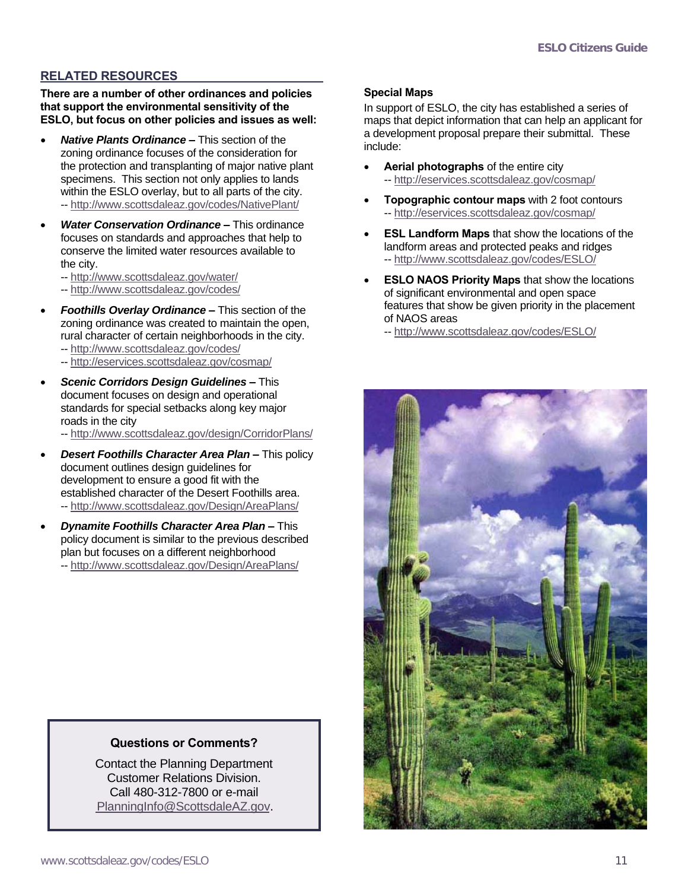## RELATED RESOURCES

**There are a number of other ordinances and policies that support the environmental sensitivity of the ESLO, but focus on other policies and issues as well:**

- ***Native Plants Ordinance –*** This section of the zoning ordinance focuses of the consideration for the protection and transplanting of major native plant specimens. This section not only applies to lands within the ESLO overlay, but to all parts of the city.
  -- http://www.scottsdaleaz.gov/codes/NativePlant/
- ***Water Conservation Ordinance –*** This ordinance focuses on standards and approaches that help to conserve the limited water resources available to the city.
  -- http://www.scottsdaleaz.gov/water/
  -- http://www.scottsdaleaz.gov/codes/
- ***Foothills Overlay Ordinance –*** This section of the zoning ordinance was created to maintain the open, rural character of certain neighborhoods in the city.
  -- http://www.scottsdaleaz.gov/codes/
  -- http://eservices.scottsdaleaz.gov/cosmap/
- ***Scenic Corridors Design Guidelines –*** This document focuses on design and operational standards for special setbacks along key major roads in the city
  -- http://www.scottsdaleaz.gov/design/CorridorPlans/
- ***Desert Foothills Character Area Plan –*** This policy document outlines design guidelines for development to ensure a good fit with the established character of the Desert Foothills area.
  -- http://www.scottsdaleaz.gov/Design/AreaPlans/
- ***Dynamite Foothills Character Area Plan –*** This policy document is similar to the previous described plan but focuses on a different neighborhood
  -- http://www.scottsdaleaz.gov/Design/AreaPlans/

**Questions or Comments?**

Contact the Planning Department Customer Relations Division. Call 480-312-7800 or e-mail PlanningInfo@ScottsdaleAZ.gov.

### Special Maps

In support of ESLO, the city has established a series of maps that depict information that can help an applicant for a development proposal prepare their submittal. These include:

- **Aerial photographs** of the entire city
  -- http://eservices.scottsdaleaz.gov/cosmap/
- **Topographic contour maps** with 2 foot contours
  -- http://eservices.scottsdaleaz.gov/cosmap/
- **ESL Landform Maps** that show the locations of the landform areas and protected peaks and ridges
  -- http://www.scottsdaleaz.gov/codes/ESLO/
- **ESLO NAOS Priority Maps** that show the locations of significant environmental and open space features that show be given priority in the placement of NAOS areas
  -- http://www.scottsdaleaz.gov/codes/ESLO/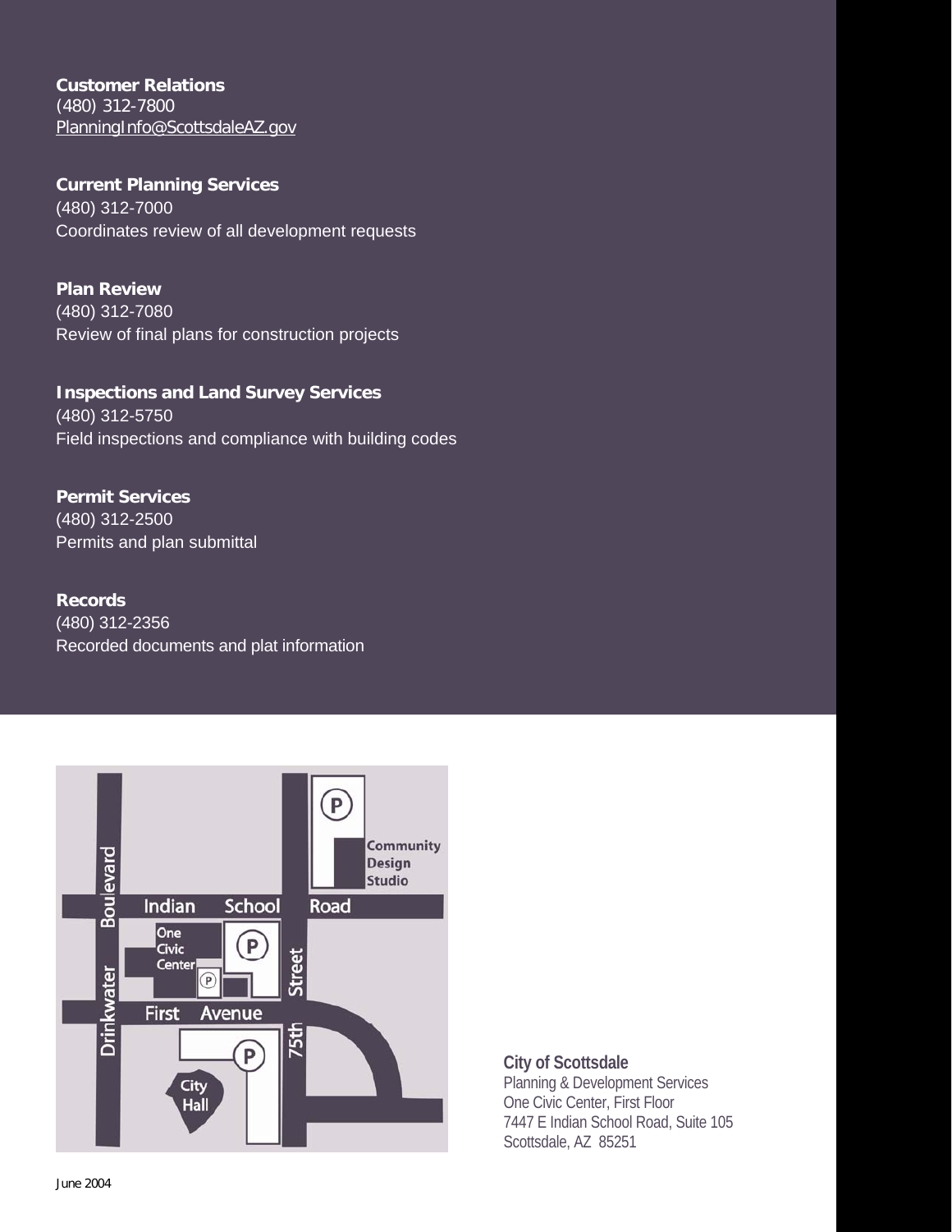**Customer Relations**
(480) 312-7800
PlanningInfo@ScottsdaleAZ.gov

**Current Planning Services**
(480) 312-7000
Coordinates review of all development requests

**Plan Review**
(480) 312-7080
Review of final plans for construction projects

**Inspections and Land Survey Services**
(480) 312-5750
Field inspections and compliance with building codes

**Permit Services**
(480) 312-2500
Permits and plan submittal

**Records**
(480) 312-2356
Recorded documents and plat information

Drinkwater Boulevard
Indian School Road
75th Street
First Avenue
Community Design Studio
One Civic Center
City Hall
P

**City of Scottsdale**
Planning & Development Services
One Civic Center, First Floor
7447 E Indian School Road, Suite 105
Scottsdale, AZ 85251

June 2004